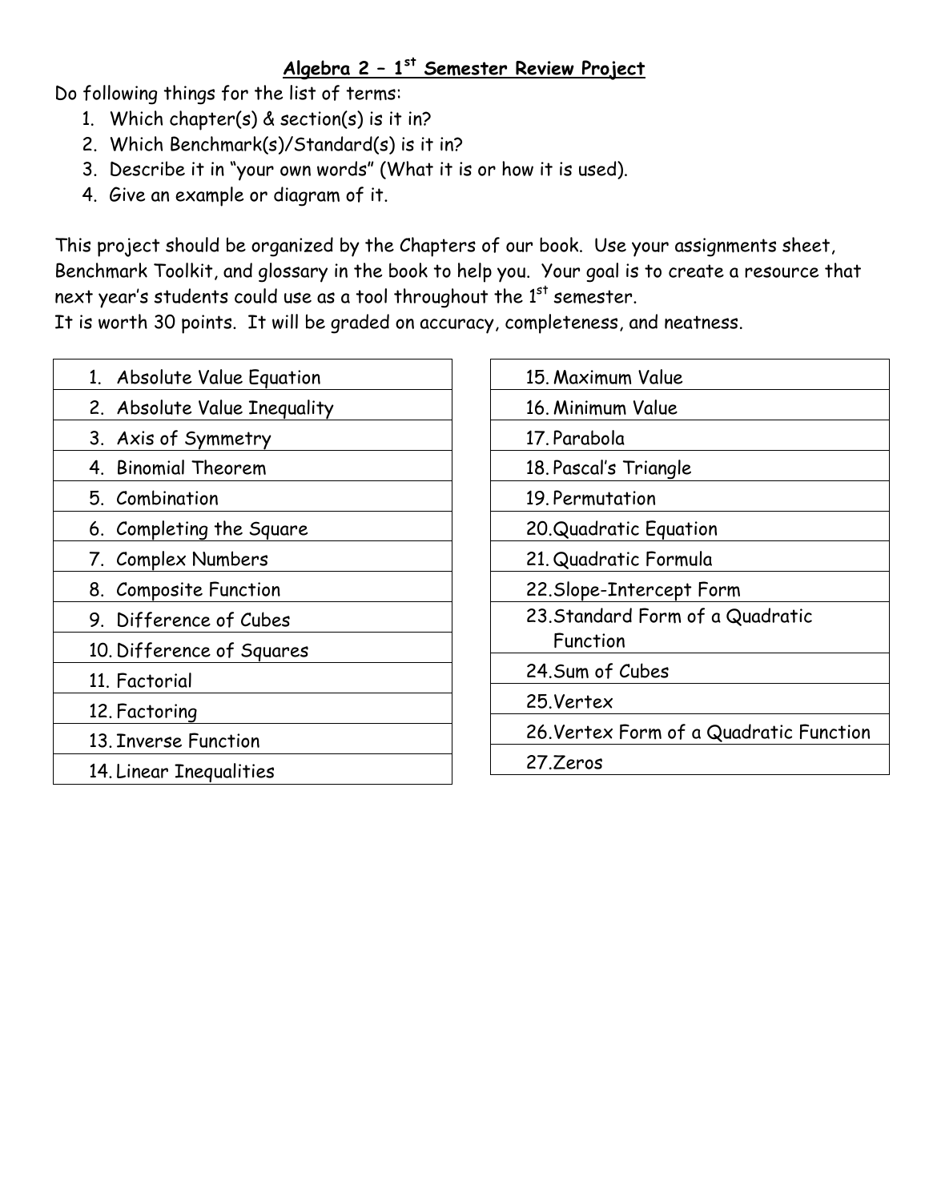# Algebra 2 – 1st Semester Review Project

Do following things for the list of terms:

1. Which chapter(s) & section(s) is it in?
2. Which Benchmark(s)/Standard(s) is it in?
3. Describe it in "your own words" (What it is or how it is used).
4. Give an example or diagram of it.

This project should be organized by the Chapters of our book. Use your assignments sheet, Benchmark Toolkit, and glossary in the book to help you. Your goal is to create a resource that next year's students could use as a tool throughout the 1st semester.

It is worth 30 points. It will be graded on accuracy, completeness, and neatness.

| Terms |
|---|
| 1. Absolute Value Equation |
| 2. Absolute Value Inequality |
| 3. Axis of Symmetry |
| 4. Binomial Theorem |
| 5. Combination |
| 6. Completing the Square |
| 7. Complex Numbers |
| 8. Composite Function |
| 9. Difference of Cubes |
| 10. Difference of Squares |
| 11. Factorial |
| 12. Factoring |
| 13. Inverse Function |
| 14. Linear Inequalities |

| Terms |
|---|
| 15. Maximum Value |
| 16. Minimum Value |
| 17. Parabola |
| 18. Pascal's Triangle |
| 19. Permutation |
| 20. Quadratic Equation |
| 21. Quadratic Formula |
| 22. Slope-Intercept Form |
| 23. Standard Form of a Quadratic Function |
| 24. Sum of Cubes |
| 25. Vertex |
| 26. Vertex Form of a Quadratic Function |
| 27. Zeros |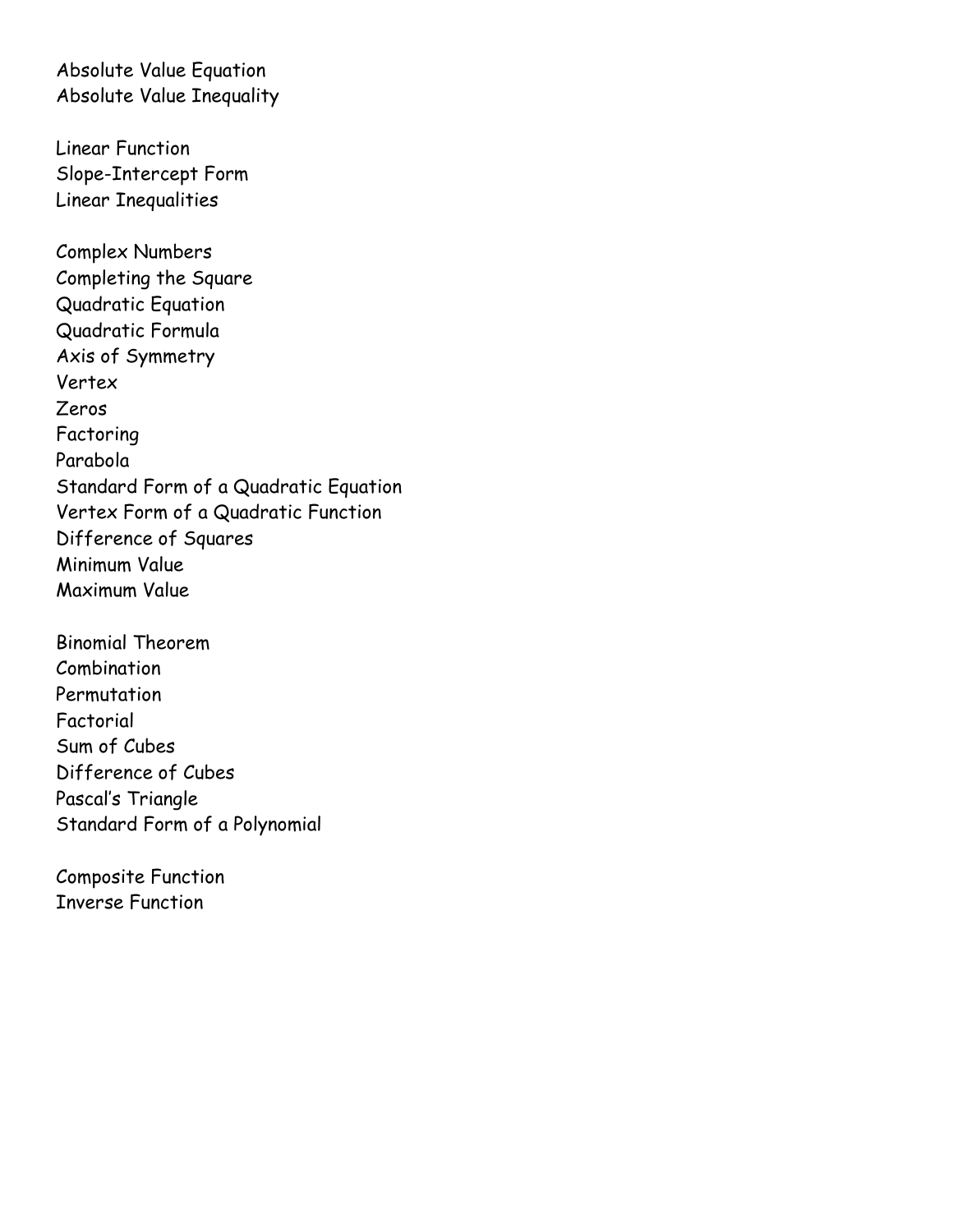Absolute Value Equation
Absolute Value Inequality

Linear Function
Slope-Intercept Form
Linear Inequalities

Complex Numbers
Completing the Square
Quadratic Equation
Quadratic Formula
Axis of Symmetry
Vertex
Zeros
Factoring
Parabola
Standard Form of a Quadratic Equation
Vertex Form of a Quadratic Function
Difference of Squares
Minimum Value
Maximum Value

Binomial Theorem
Combination
Permutation
Factorial
Sum of Cubes
Difference of Cubes
Pascal's Triangle
Standard Form of a Polynomial

Composite Function
Inverse Function